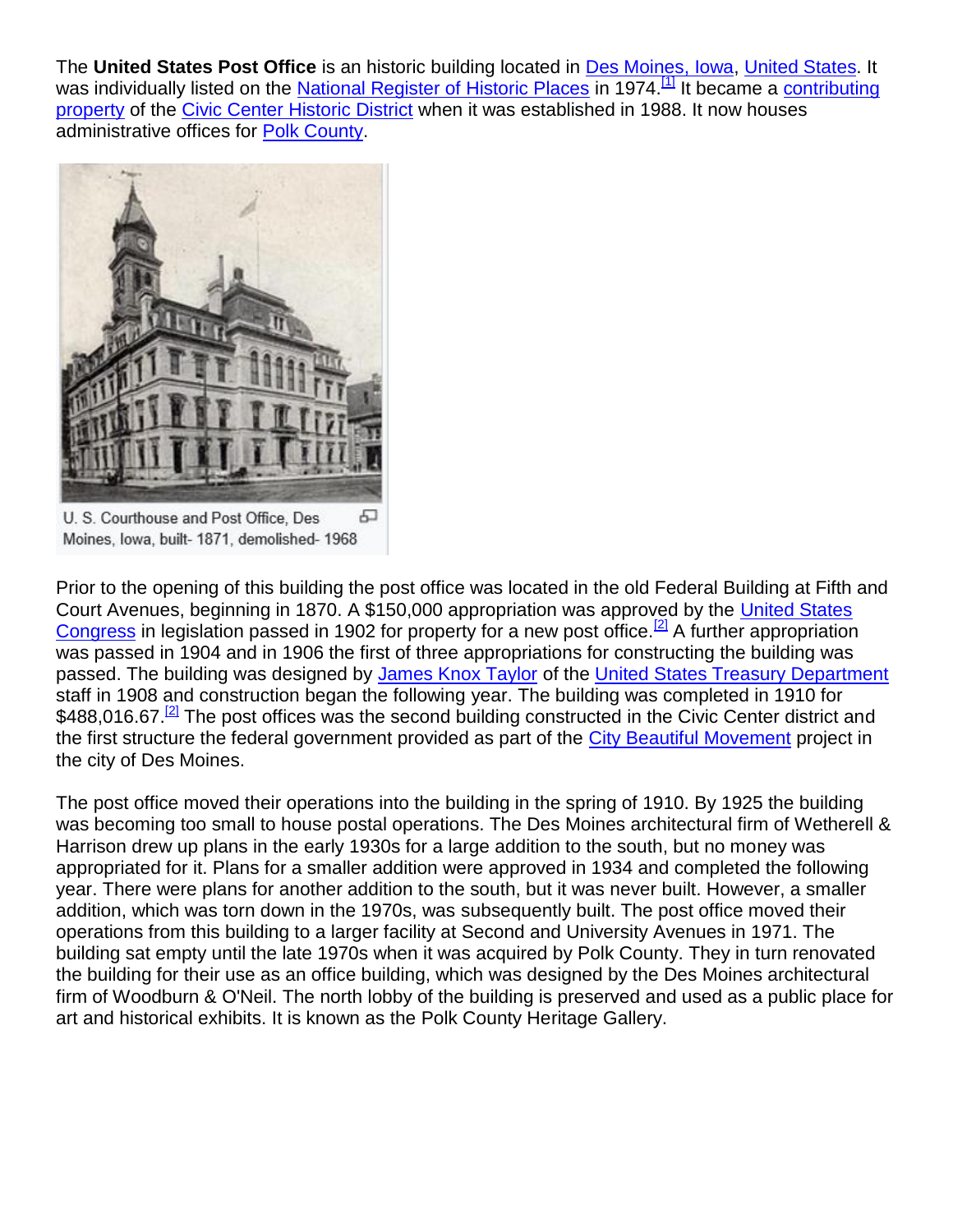The **United States Post Office** is an historic building located in Des Moines, Iowa, United States. It was individually listed on the National Register of Historic Places in 1974.[1] It became a contributing property of the Civic Center Historic District when it was established in 1988. It now houses administrative offices for Polk County.

U. S. Courthouse and Post Office, Des Moines, Iowa, built- 1871, demolished- 1968

Prior to the opening of this building the post office was located in the old Federal Building at Fifth and Court Avenues, beginning in 1870. A $150,000 appropriation was approved by the United States Congress in legislation passed in 1902 for property for a new post office.[2] A further appropriation was passed in 1904 and in 1906 the first of three appropriations for constructing the building was passed. The building was designed by James Knox Taylor of the United States Treasury Department staff in 1908 and construction began the following year. The building was completed in 1910 for $488,016.67.[2] The post offices was the second building constructed in the Civic Center district and the first structure the federal government provided as part of the City Beautiful Movement project in the city of Des Moines.

The post office moved their operations into the building in the spring of 1910. By 1925 the building was becoming too small to house postal operations. The Des Moines architectural firm of Wetherell & Harrison drew up plans in the early 1930s for a large addition to the south, but no money was appropriated for it. Plans for a smaller addition were approved in 1934 and completed the following year. There were plans for another addition to the south, but it was never built. However, a smaller addition, which was torn down in the 1970s, was subsequently built. The post office moved their operations from this building to a larger facility at Second and University Avenues in 1971. The building sat empty until the late 1970s when it was acquired by Polk County. They in turn renovated the building for their use as an office building, which was designed by the Des Moines architectural firm of Woodburn & O'Neil. The north lobby of the building is preserved and used as a public place for art and historical exhibits. It is known as the Polk County Heritage Gallery.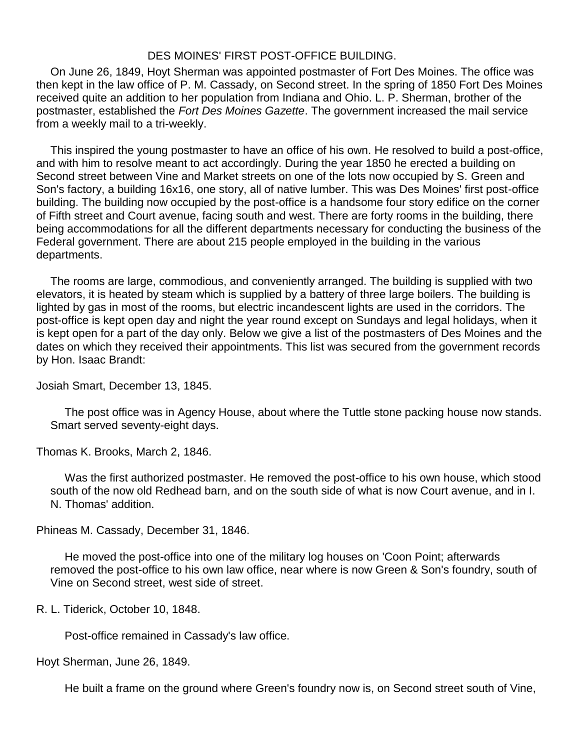## DES MOINES' FIRST POST-OFFICE BUILDING.

On June 26, 1849, Hoyt Sherman was appointed postmaster of Fort Des Moines. The office was then kept in the law office of P. M. Cassady, on Second street. In the spring of 1850 Fort Des Moines received quite an addition to her population from Indiana and Ohio. L. P. Sherman, brother of the postmaster, established the *Fort Des Moines Gazette*. The government increased the mail service from a weekly mail to a tri-weekly.

This inspired the young postmaster to have an office of his own. He resolved to build a post-office, and with him to resolve meant to act accordingly. During the year 1850 he erected a building on Second street between Vine and Market streets on one of the lots now occupied by S. Green and Son's factory, a building 16x16, one story, all of native lumber. This was Des Moines' first post-office building. The building now occupied by the post-office is a handsome four story edifice on the corner of Fifth street and Court avenue, facing south and west. There are forty rooms in the building, there being accommodations for all the different departments necessary for conducting the business of the Federal government. There are about 215 people employed in the building in the various departments.

The rooms are large, commodious, and conveniently arranged. The building is supplied with two elevators, it is heated by steam which is supplied by a battery of three large boilers. The building is lighted by gas in most of the rooms, but electric incandescent lights are used in the corridors. The post-office is kept open day and night the year round except on Sundays and legal holidays, when it is kept open for a part of the day only. Below we give a list of the postmasters of Des Moines and the dates on which they received their appointments. This list was secured from the government records by Hon. Isaac Brandt:

Josiah Smart, December 13, 1845.

The post office was in Agency House, about where the Tuttle stone packing house now stands. Smart served seventy-eight days.

Thomas K. Brooks, March 2, 1846.

Was the first authorized postmaster. He removed the post-office to his own house, which stood south of the now old Redhead barn, and on the south side of what is now Court avenue, and in I. N. Thomas' addition.

Phineas M. Cassady, December 31, 1846.

He moved the post-office into one of the military log houses on 'Coon Point; afterwards removed the post-office to his own law office, near where is now Green & Son's foundry, south of Vine on Second street, west side of street.

R. L. Tiderick, October 10, 1848.

Post-office remained in Cassady's law office.

Hoyt Sherman, June 26, 1849.

He built a frame on the ground where Green's foundry now is, on Second street south of Vine,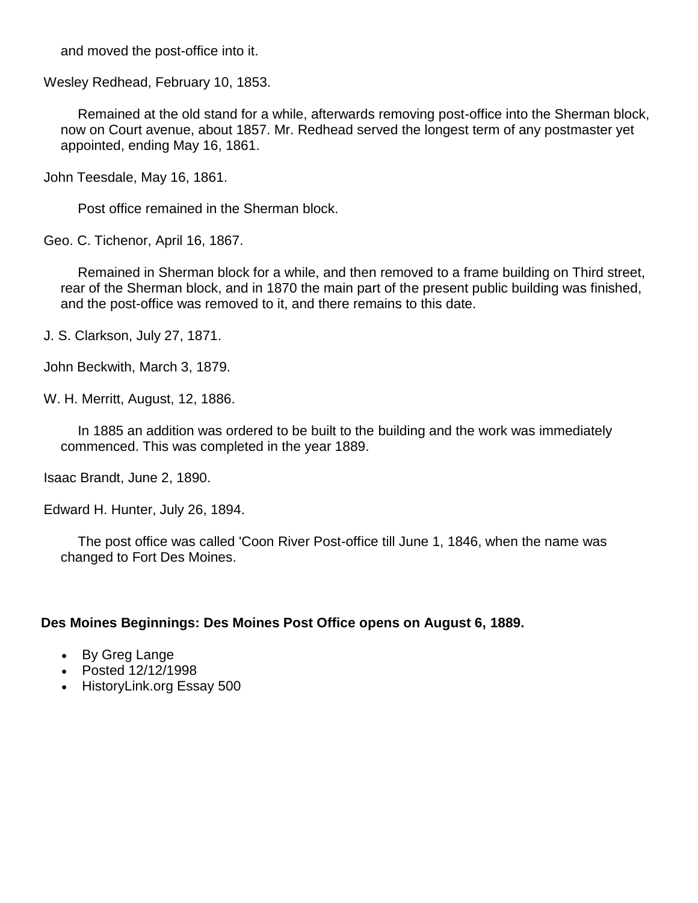and moved the post-office into it.

Wesley Redhead, February 10, 1853.

Remained at the old stand for a while, afterwards removing post-office into the Sherman block, now on Court avenue, about 1857. Mr. Redhead served the longest term of any postmaster yet appointed, ending May 16, 1861.

John Teesdale, May 16, 1861.

Post office remained in the Sherman block.

Geo. C. Tichenor, April 16, 1867.

Remained in Sherman block for a while, and then removed to a frame building on Third street, rear of the Sherman block, and in 1870 the main part of the present public building was finished, and the post-office was removed to it, and there remains to this date.

J. S. Clarkson, July 27, 1871.

John Beckwith, March 3, 1879.

W. H. Merritt, August, 12, 1886.

In 1885 an addition was ordered to be built to the building and the work was immediately commenced. This was completed in the year 1889.

Isaac Brandt, June 2, 1890.

Edward H. Hunter, July 26, 1894.

The post office was called 'Coon River Post-office till June 1, 1846, when the name was changed to Fort Des Moines.

**Des Moines Beginnings: Des Moines Post Office opens on August 6, 1889.**

- By Greg Lange
- Posted 12/12/1998
- HistoryLink.org Essay 500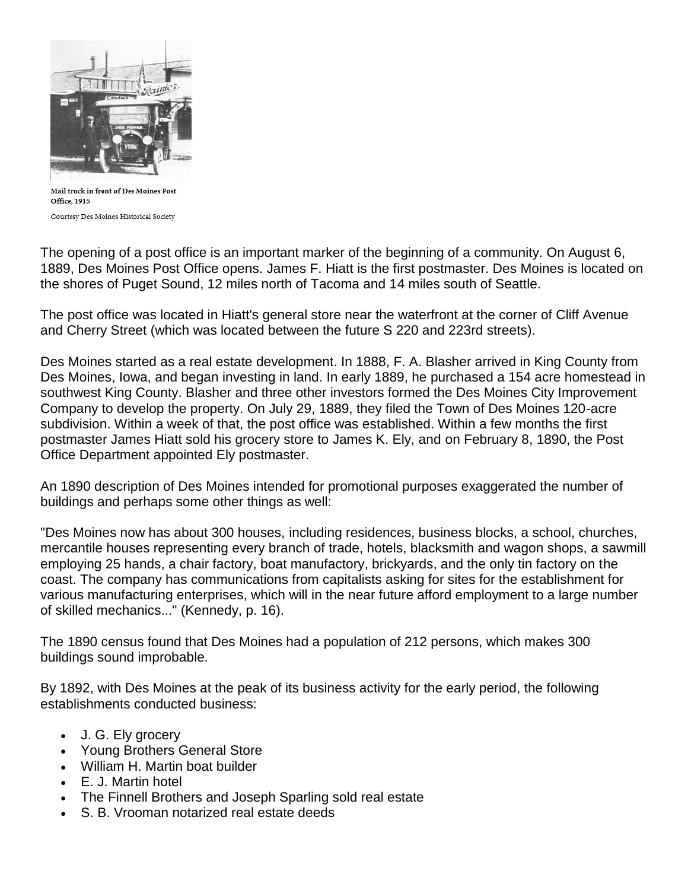Mail truck in front of Des Moines Post Office, 1915

Courtesy Des Moines Historical Society

The opening of a post office is an important marker of the beginning of a community. On August 6, 1889, Des Moines Post Office opens. James F. Hiatt is the first postmaster. Des Moines is located on the shores of Puget Sound, 12 miles north of Tacoma and 14 miles south of Seattle.

The post office was located in Hiatt's general store near the waterfront at the corner of Cliff Avenue and Cherry Street (which was located between the future S 220 and 223rd streets).

Des Moines started as a real estate development. In 1888, F. A. Blasher arrived in King County from Des Moines, Iowa, and began investing in land. In early 1889, he purchased a 154 acre homestead in southwest King County. Blasher and three other investors formed the Des Moines City Improvement Company to develop the property. On July 29, 1889, they filed the Town of Des Moines 120-acre subdivision. Within a week of that, the post office was established. Within a few months the first postmaster James Hiatt sold his grocery store to James K. Ely, and on February 8, 1890, the Post Office Department appointed Ely postmaster.

An 1890 description of Des Moines intended for promotional purposes exaggerated the number of buildings and perhaps some other things as well:

"Des Moines now has about 300 houses, including residences, business blocks, a school, churches, mercantile houses representing every branch of trade, hotels, blacksmith and wagon shops, a sawmill employing 25 hands, a chair factory, boat manufactory, brickyards, and the only tin factory on the coast. The company has communications from capitalists asking for sites for the establishment for various manufacturing enterprises, which will in the near future afford employment to a large number of skilled mechanics..." (Kennedy, p. 16).

The 1890 census found that Des Moines had a population of 212 persons, which makes 300 buildings sound improbable.

By 1892, with Des Moines at the peak of its business activity for the early period, the following establishments conducted business:

- J. G. Ely grocery
- Young Brothers General Store
- William H. Martin boat builder
- E. J. Martin hotel
- The Finnell Brothers and Joseph Sparling sold real estate
- S. B. Vrooman notarized real estate deeds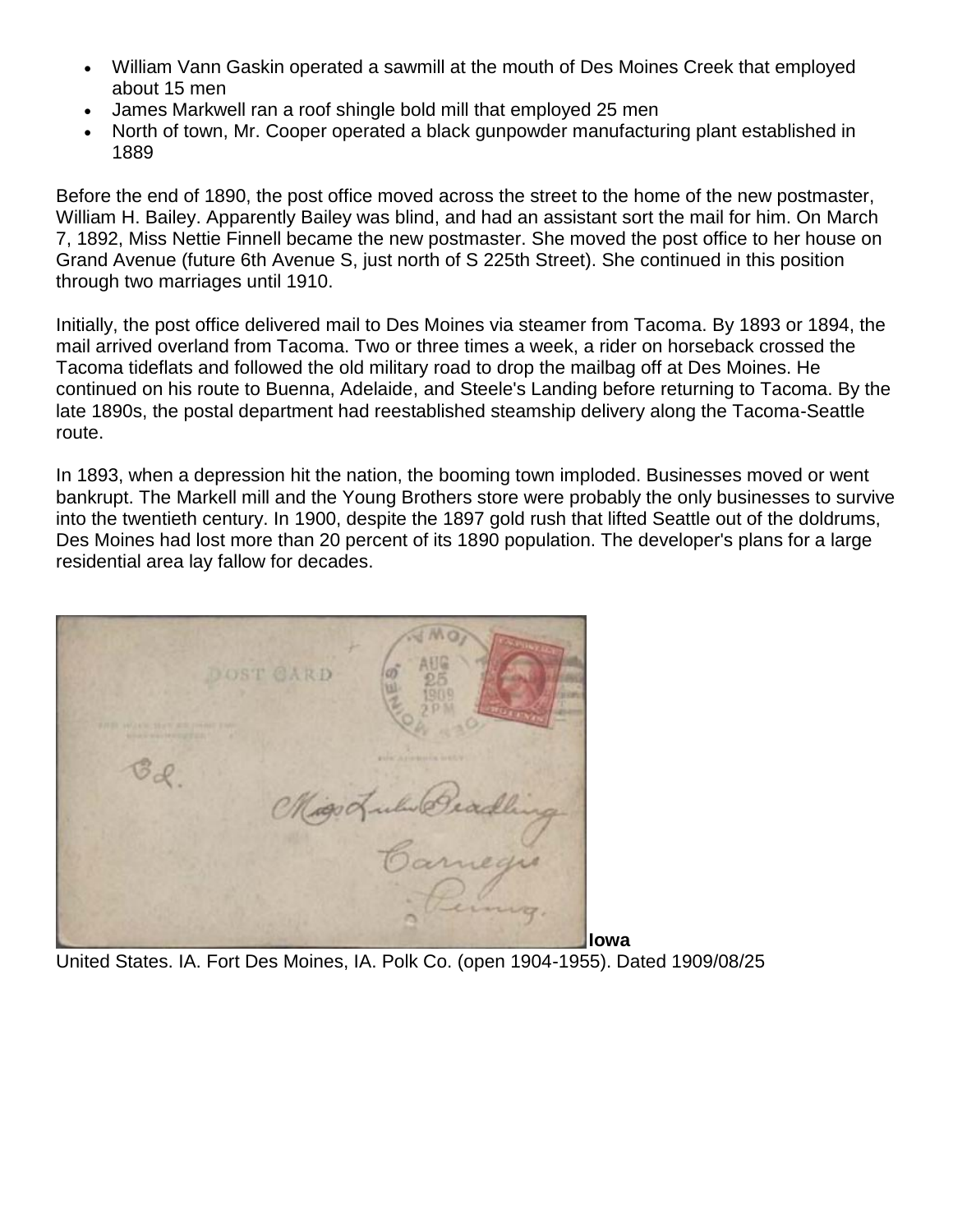- William Vann Gaskin operated a sawmill at the mouth of Des Moines Creek that employed about 15 men
- James Markwell ran a roof shingle bold mill that employed 25 men
- North of town, Mr. Cooper operated a black gunpowder manufacturing plant established in 1889

Before the end of 1890, the post office moved across the street to the home of the new postmaster, William H. Bailey. Apparently Bailey was blind, and had an assistant sort the mail for him. On March 7, 1892, Miss Nettie Finnell became the new postmaster. She moved the post office to her house on Grand Avenue (future 6th Avenue S, just north of S 225th Street). She continued in this position through two marriages until 1910.

Initially, the post office delivered mail to Des Moines via steamer from Tacoma. By 1893 or 1894, the mail arrived overland from Tacoma. Two or three times a week, a rider on horseback crossed the Tacoma tideflats and followed the old military road to drop the mailbag off at Des Moines. He continued on his route to Buenna, Adelaide, and Steele's Landing before returning to Tacoma. By the late 1890s, the postal department had reestablished steamship delivery along the Tacoma-Seattle route.

In 1893, when a depression hit the nation, the booming town imploded. Businesses moved or went bankrupt. The Markell mill and the Young Brothers store were probably the only businesses to survive into the twentieth century. In 1900, despite the 1897 gold rush that lifted Seattle out of the doldrums, Des Moines had lost more than 20 percent of its 1890 population. The developer's plans for a large residential area lay fallow for decades.

**Iowa**

United States. IA. Fort Des Moines, IA. Polk Co. (open 1904-1955). Dated 1909/08/25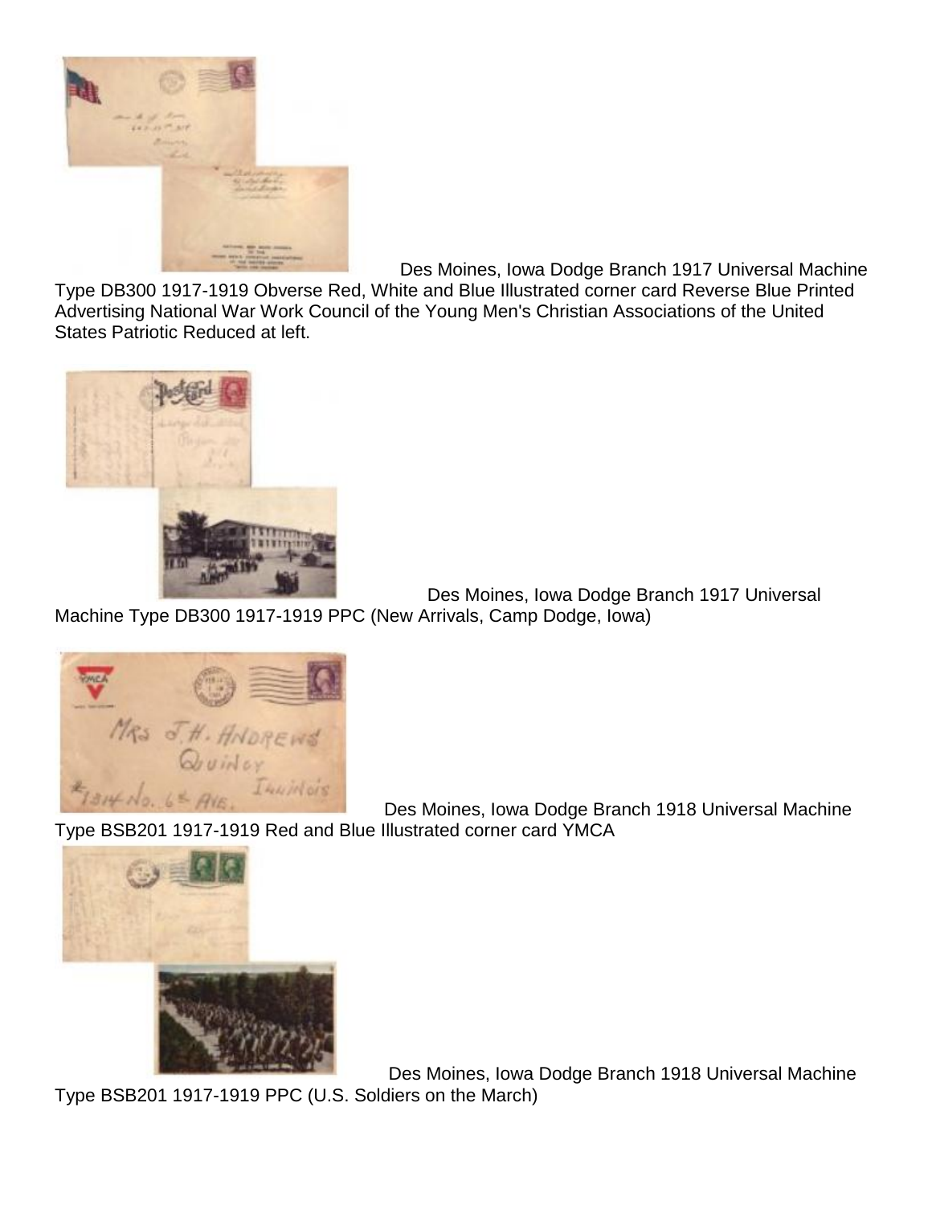Des Moines, Iowa Dodge Branch 1917 Universal Machine Type DB300 1917-1919 Obverse Red, White and Blue Illustrated corner card Reverse Blue Printed Advertising National War Work Council of the Young Men's Christian Associations of the United States Patriotic Reduced at left.

Des Moines, Iowa Dodge Branch 1917 Universal Machine Type DB300 1917-1919 PPC (New Arrivals, Camp Dodge, Iowa)

Des Moines, Iowa Dodge Branch 1918 Universal Machine Type BSB201 1917-1919 Red and Blue Illustrated corner card YMCA

Des Moines, Iowa Dodge Branch 1918 Universal Machine Type BSB201 1917-1919 PPC (U.S. Soldiers on the March)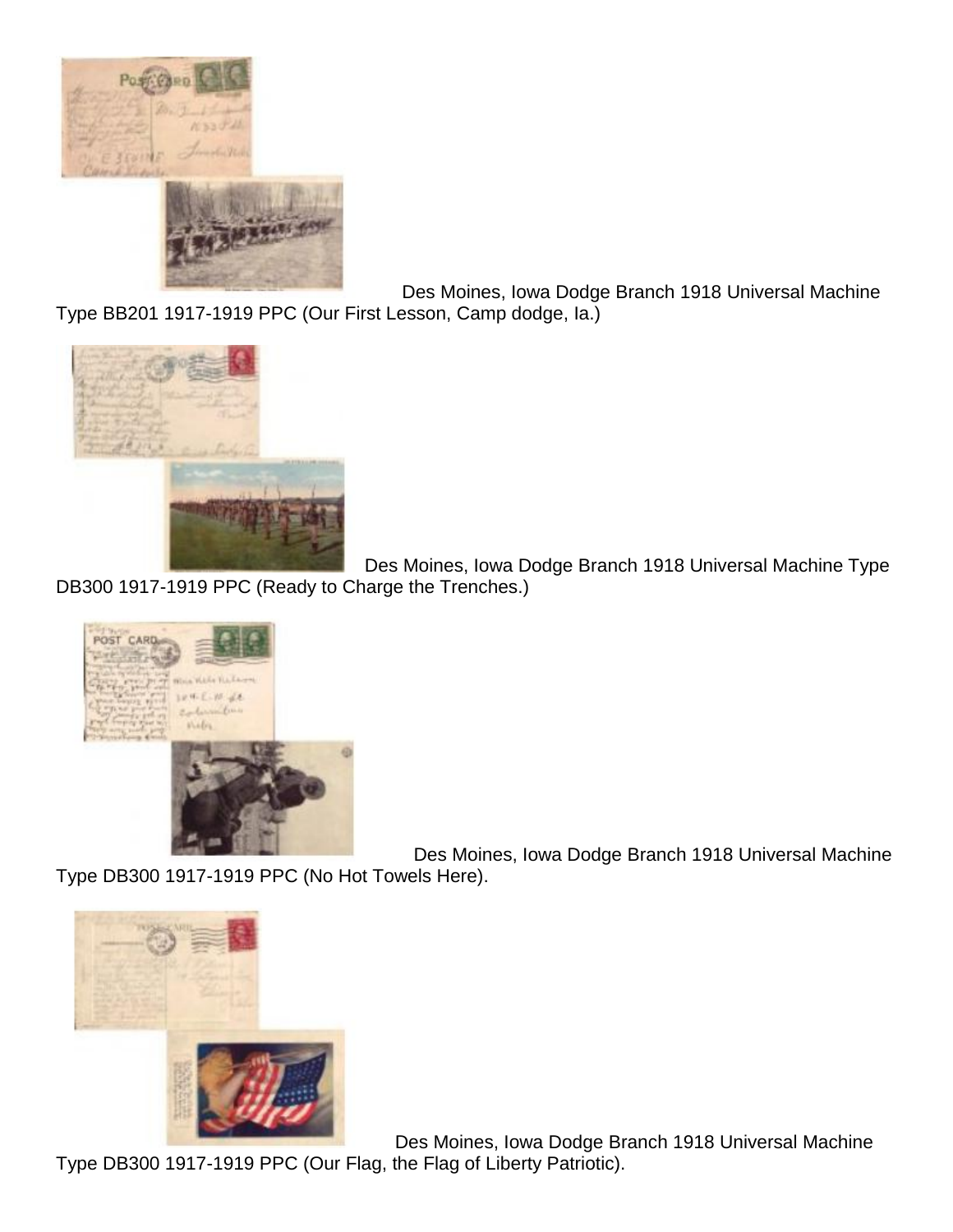Des Moines, Iowa Dodge Branch 1918 Universal Machine Type BB201 1917-1919 PPC (Our First Lesson, Camp dodge, Ia.)

Des Moines, Iowa Dodge Branch 1918 Universal Machine Type DB300 1917-1919 PPC (Ready to Charge the Trenches.)

Des Moines, Iowa Dodge Branch 1918 Universal Machine Type DB300 1917-1919 PPC (No Hot Towels Here).

Des Moines, Iowa Dodge Branch 1918 Universal Machine Type DB300 1917-1919 PPC (Our Flag, the Flag of Liberty Patriotic).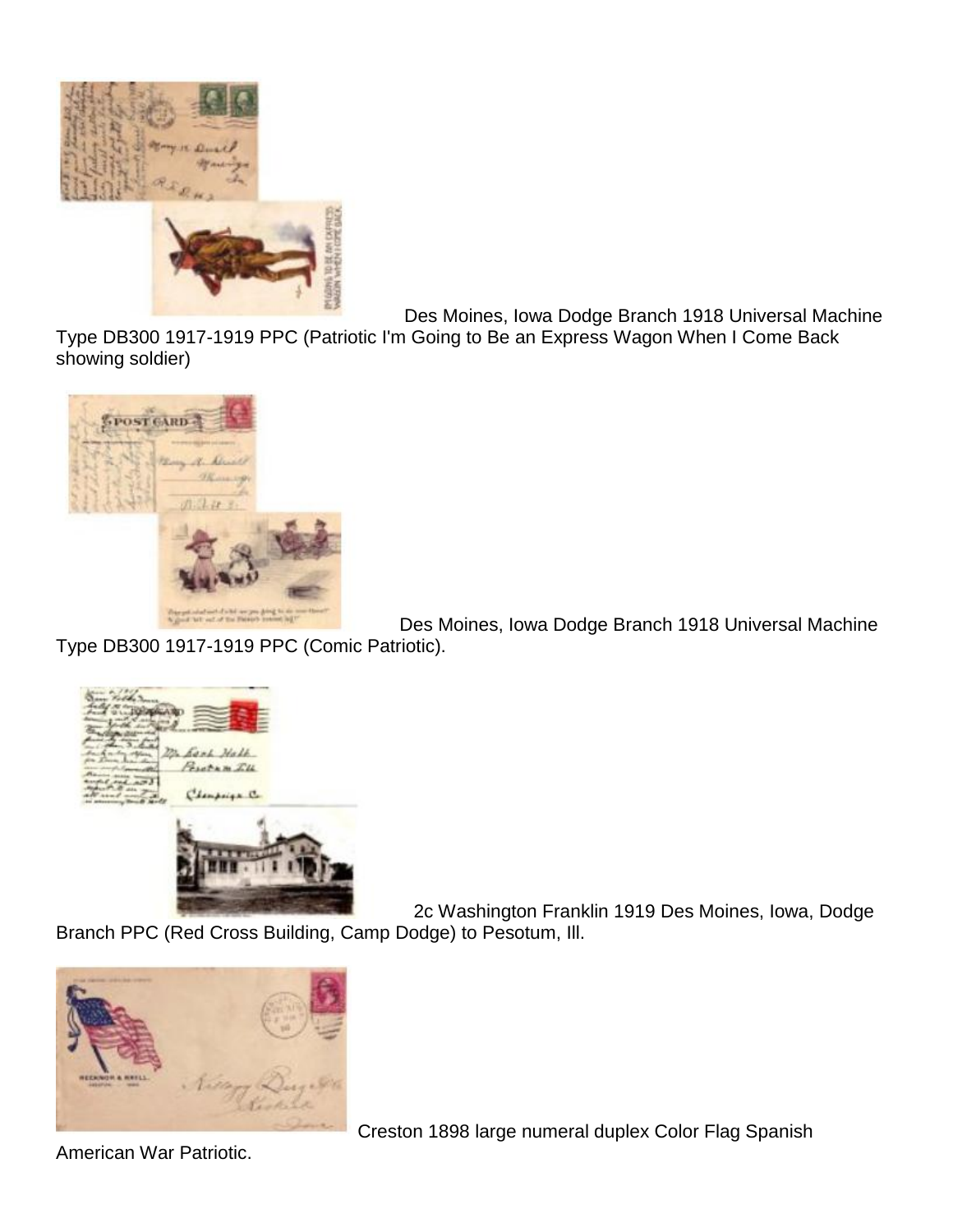Des Moines, Iowa Dodge Branch 1918 Universal Machine Type DB300 1917-1919 PPC (Patriotic I'm Going to Be an Express Wagon When I Come Back showing soldier)

Des Moines, Iowa Dodge Branch 1918 Universal Machine Type DB300 1917-1919 PPC (Comic Patriotic).

2c Washington Franklin 1919 Des Moines, Iowa, Dodge Branch PPC (Red Cross Building, Camp Dodge) to Pesotum, Ill.

Creston 1898 large numeral duplex Color Flag Spanish American War Patriotic.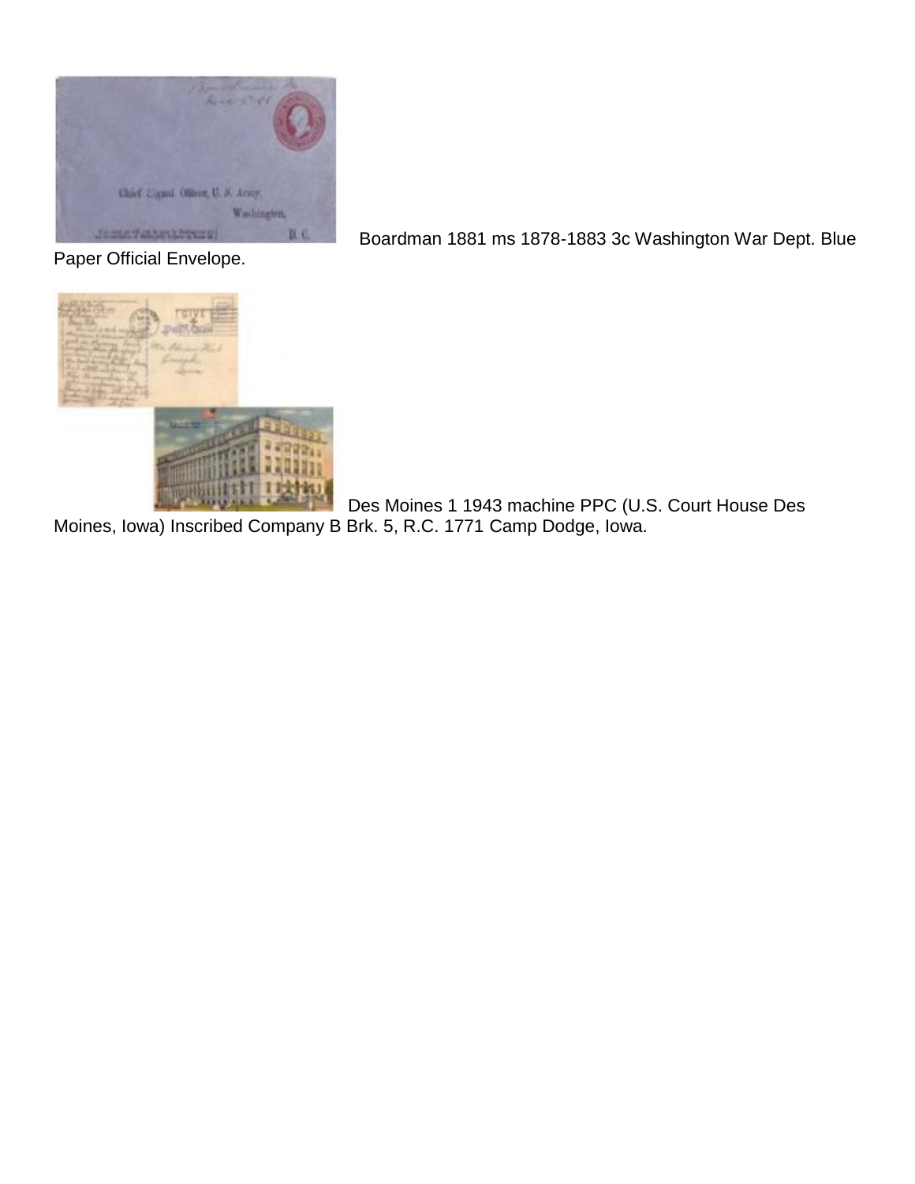Boardman 1881 ms 1878-1883 3c Washington War Dept. Blue Paper Official Envelope.

Des Moines 1 1943 machine PPC (U.S. Court House Des Moines, Iowa) Inscribed Company B Brk. 5, R.C. 1771 Camp Dodge, Iowa.